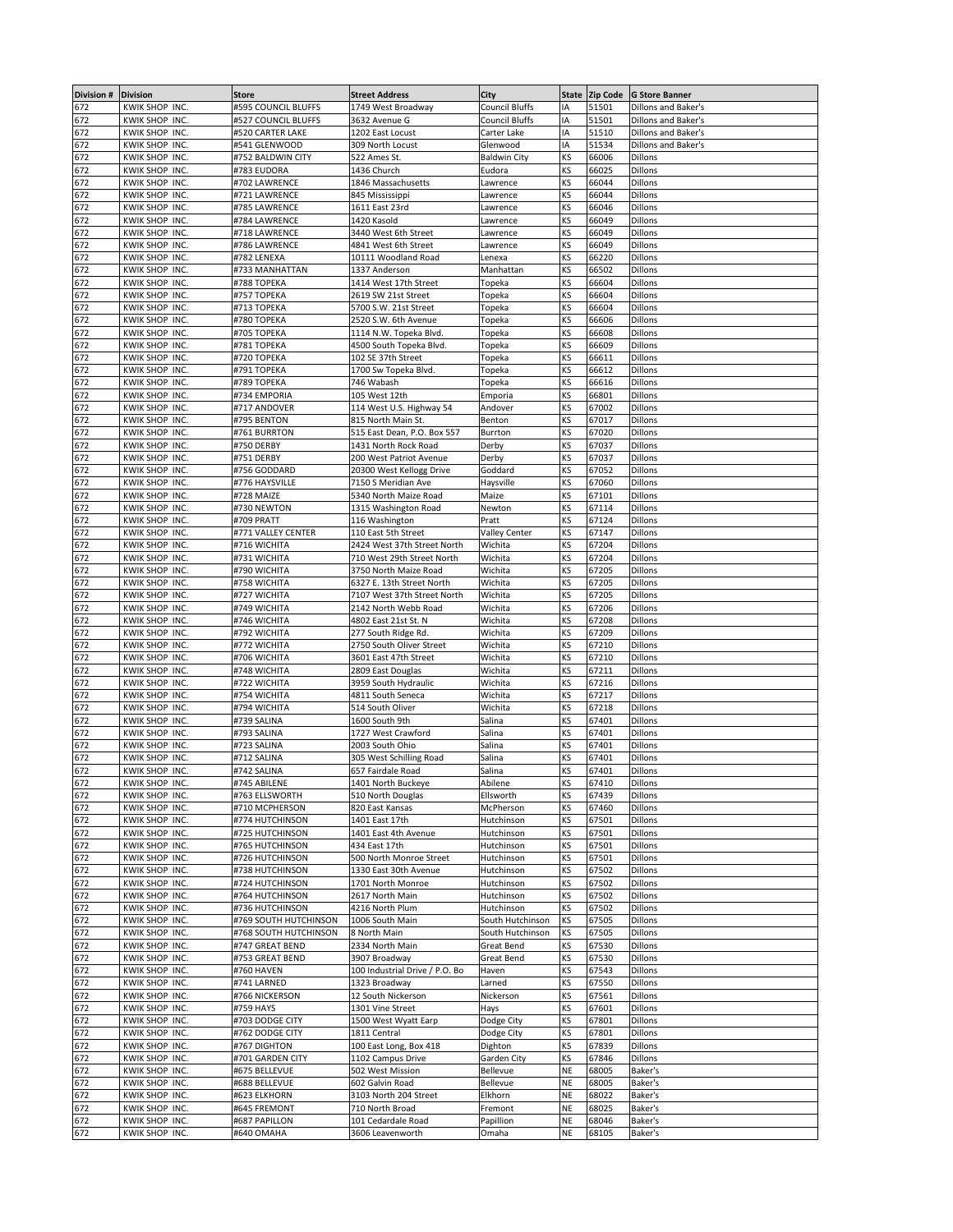| Division # | Division | Store | Street Address | City | State | Zip Code | G Store Banner |
|---|---|---|---|---|---|---|---|
| 672 | KWIK SHOP INC. | #595 COUNCIL BLUFFS | 1749 West Broadway | Council Bluffs | IA | 51501 | Dillons and Baker's |
| 672 | KWIK SHOP INC. | #527 COUNCIL BLUFFS | 3632 Avenue G | Council Bluffs | IA | 51501 | Dillons and Baker's |
| 672 | KWIK SHOP INC. | #520 CARTER LAKE | 1202 East Locust | Carter Lake | IA | 51510 | Dillons and Baker's |
| 672 | KWIK SHOP INC. | #541 GLENWOOD | 309 North Locust | Glenwood | IA | 51534 | Dillons and Baker's |
| 672 | KWIK SHOP INC. | #752 BALDWIN CITY | 522 Ames St. | Baldwin City | KS | 66006 | Dillons |
| 672 | KWIK SHOP INC. | #783 EUDORA | 1436 Church | Eudora | KS | 66025 | Dillons |
| 672 | KWIK SHOP INC. | #702 LAWRENCE | 1846 Massachusetts | Lawrence | KS | 66044 | Dillons |
| 672 | KWIK SHOP INC. | #721 LAWRENCE | 845 Mississippi | Lawrence | KS | 66044 | Dillons |
| 672 | KWIK SHOP INC. | #785 LAWRENCE | 1611 East 23rd | Lawrence | KS | 66046 | Dillons |
| 672 | KWIK SHOP INC. | #784 LAWRENCE | 1420 Kasold | Lawrence | KS | 66049 | Dillons |
| 672 | KWIK SHOP INC. | #718 LAWRENCE | 3440 West 6th Street | Lawrence | KS | 66049 | Dillons |
| 672 | KWIK SHOP INC. | #786 LAWRENCE | 4841 West 6th Street | Lawrence | KS | 66049 | Dillons |
| 672 | KWIK SHOP INC. | #782 LENEXA | 10111 Woodland Road | Lenexa | KS | 66220 | Dillons |
| 672 | KWIK SHOP INC. | #733 MANHATTAN | 1337 Anderson | Manhattan | KS | 66502 | Dillons |
| 672 | KWIK SHOP INC. | #788 TOPEKA | 1414 West 17th Street | Topeka | KS | 66604 | Dillons |
| 672 | KWIK SHOP INC. | #757 TOPEKA | 2619 SW 21st Street | Topeka | KS | 66604 | Dillons |
| 672 | KWIK SHOP INC. | #713 TOPEKA | 5700 S.W. 21st Street | Topeka | KS | 66604 | Dillons |
| 672 | KWIK SHOP INC. | #780 TOPEKA | 2520 S.W. 6th Avenue | Topeka | KS | 66606 | Dillons |
| 672 | KWIK SHOP INC. | #705 TOPEKA | 1114 N.W. Topeka Blvd. | Topeka | KS | 66608 | Dillons |
| 672 | KWIK SHOP INC. | #781 TOPEKA | 4500 South Topeka Blvd. | Topeka | KS | 66609 | Dillons |
| 672 | KWIK SHOP INC. | #720 TOPEKA | 102 SE 37th Street | Topeka | KS | 66611 | Dillons |
| 672 | KWIK SHOP INC. | #791 TOPEKA | 1700 Sw Topeka Blvd. | Topeka | KS | 66612 | Dillons |
| 672 | KWIK SHOP INC. | #789 TOPEKA | 746 Wabash | Topeka | KS | 66616 | Dillons |
| 672 | KWIK SHOP INC. | #734 EMPORIA | 105 West 12th | Emporia | KS | 66801 | Dillons |
| 672 | KWIK SHOP INC. | #717 ANDOVER | 114 West U.S. Highway 54 | Andover | KS | 67002 | Dillons |
| 672 | KWIK SHOP INC. | #795 BENTON | 815 North Main St. | Benton | KS | 67017 | Dillons |
| 672 | KWIK SHOP INC. | #761 BURRTON | 515 East Dean, P.O. Box 557 | Burrton | KS | 67020 | Dillons |
| 672 | KWIK SHOP INC. | #750 DERBY | 1431 North Rock Road | Derby | KS | 67037 | Dillons |
| 672 | KWIK SHOP INC. | #751 DERBY | 200 West Patriot Avenue | Derby | KS | 67037 | Dillons |
| 672 | KWIK SHOP INC. | #756 GODDARD | 20300 West Kellogg Drive | Goddard | KS | 67052 | Dillons |
| 672 | KWIK SHOP INC. | #776 HAYSVILLE | 7150 S Meridian Ave | Haysville | KS | 67060 | Dillons |
| 672 | KWIK SHOP INC. | #728 MAIZE | 5340 North Maize Road | Maize | KS | 67101 | Dillons |
| 672 | KWIK SHOP INC. | #730 NEWTON | 1315 Washington Road | Newton | KS | 67114 | Dillons |
| 672 | KWIK SHOP INC. | #709 PRATT | 116 Washington | Pratt | KS | 67124 | Dillons |
| 672 | KWIK SHOP INC. | #771 VALLEY CENTER | 110 East 5th Street | Valley Center | KS | 67147 | Dillons |
| 672 | KWIK SHOP INC. | #716 WICHITA | 2424 West 37th Street North | Wichita | KS | 67204 | Dillons |
| 672 | KWIK SHOP INC. | #731 WICHITA | 710 West 29th Street North | Wichita | KS | 67204 | Dillons |
| 672 | KWIK SHOP INC. | #790 WICHITA | 3750 North Maize Road | Wichita | KS | 67205 | Dillons |
| 672 | KWIK SHOP INC. | #758 WICHITA | 6327 E. 13th Street North | Wichita | KS | 67205 | Dillons |
| 672 | KWIK SHOP INC. | #727 WICHITA | 7107 West 37th Street North | Wichita | KS | 67205 | Dillons |
| 672 | KWIK SHOP INC. | #749 WICHITA | 2142 North Webb Road | Wichita | KS | 67206 | Dillons |
| 672 | KWIK SHOP INC. | #746 WICHITA | 4802 East 21st St. N | Wichita | KS | 67208 | Dillons |
| 672 | KWIK SHOP INC. | #792 WICHITA | 277 South Ridge Rd. | Wichita | KS | 67209 | Dillons |
| 672 | KWIK SHOP INC. | #772 WICHITA | 2750 South Oliver Street | Wichita | KS | 67210 | Dillons |
| 672 | KWIK SHOP INC. | #706 WICHITA | 3601 East 47th Street | Wichita | KS | 67210 | Dillons |
| 672 | KWIK SHOP INC. | #748 WICHITA | 2809 East Douglas | Wichita | KS | 67211 | Dillons |
| 672 | KWIK SHOP INC. | #722 WICHITA | 3959 South Hydraulic | Wichita | KS | 67216 | Dillons |
| 672 | KWIK SHOP INC. | #754 WICHITA | 4811 South Seneca | Wichita | KS | 67217 | Dillons |
| 672 | KWIK SHOP INC. | #794 WICHITA | 514 South Oliver | Wichita | KS | 67218 | Dillons |
| 672 | KWIK SHOP INC. | #739 SALINA | 1600 South 9th | Salina | KS | 67401 | Dillons |
| 672 | KWIK SHOP INC. | #793 SALINA | 1727 West Crawford | Salina | KS | 67401 | Dillons |
| 672 | KWIK SHOP INC. | #723 SALINA | 2003 South Ohio | Salina | KS | 67401 | Dillons |
| 672 | KWIK SHOP INC. | #712 SALINA | 305 West Schilling Road | Salina | KS | 67401 | Dillons |
| 672 | KWIK SHOP INC. | #742 SALINA | 657 Fairdale Road | Salina | KS | 67401 | Dillons |
| 672 | KWIK SHOP INC. | #745 ABILENE | 1401 North Buckeye | Abilene | KS | 67410 | Dillons |
| 672 | KWIK SHOP INC. | #763 ELLSWORTH | 510 North Douglas | Ellsworth | KS | 67439 | Dillons |
| 672 | KWIK SHOP INC. | #710 MCPHERSON | 820 East Kansas | McPherson | KS | 67460 | Dillons |
| 672 | KWIK SHOP INC. | #774 HUTCHINSON | 1401 East 17th | Hutchinson | KS | 67501 | Dillons |
| 672 | KWIK SHOP INC. | #725 HUTCHINSON | 1401 East 4th Avenue | Hutchinson | KS | 67501 | Dillons |
| 672 | KWIK SHOP INC. | #765 HUTCHINSON | 434 East 17th | Hutchinson | KS | 67501 | Dillons |
| 672 | KWIK SHOP INC. | #726 HUTCHINSON | 500 North Monroe Street | Hutchinson | KS | 67501 | Dillons |
| 672 | KWIK SHOP INC. | #738 HUTCHINSON | 1330 East 30th Avenue | Hutchinson | KS | 67502 | Dillons |
| 672 | KWIK SHOP INC. | #724 HUTCHINSON | 1701 North Monroe | Hutchinson | KS | 67502 | Dillons |
| 672 | KWIK SHOP INC. | #764 HUTCHINSON | 2617 North Main | Hutchinson | KS | 67502 | Dillons |
| 672 | KWIK SHOP INC. | #736 HUTCHINSON | 4216 North Plum | Hutchinson | KS | 67502 | Dillons |
| 672 | KWIK SHOP INC. | #769 SOUTH HUTCHINSON | 1006 South Main | South Hutchinson | KS | 67505 | Dillons |
| 672 | KWIK SHOP INC. | #768 SOUTH HUTCHINSON | 8 North Main | South Hutchinson | KS | 67505 | Dillons |
| 672 | KWIK SHOP INC. | #747 GREAT BEND | 2334 North Main | Great Bend | KS | 67530 | Dillons |
| 672 | KWIK SHOP INC. | #753 GREAT BEND | 3907 Broadway | Great Bend | KS | 67530 | Dillons |
| 672 | KWIK SHOP INC. | #760 HAVEN | 100 Industrial Drive / P.O. Bo | Haven | KS | 67543 | Dillons |
| 672 | KWIK SHOP INC. | #741 LARNED | 1323 Broadway | Larned | KS | 67550 | Dillons |
| 672 | KWIK SHOP INC. | #766 NICKERSON | 12 South Nickerson | Nickerson | KS | 67561 | Dillons |
| 672 | KWIK SHOP INC. | #759 HAYS | 1301 Vine Street | Hays | KS | 67601 | Dillons |
| 672 | KWIK SHOP INC. | #703 DODGE CITY | 1500 West Wyatt Earp | Dodge City | KS | 67801 | Dillons |
| 672 | KWIK SHOP INC. | #762 DODGE CITY | 1811 Central | Dodge City | KS | 67801 | Dillons |
| 672 | KWIK SHOP INC. | #767 DIGHTON | 100 East Long, Box 418 | Dighton | KS | 67839 | Dillons |
| 672 | KWIK SHOP INC. | #701 GARDEN CITY | 1102 Campus Drive | Garden City | KS | 67846 | Dillons |
| 672 | KWIK SHOP INC. | #675 BELLEVUE | 502 West Mission | Bellevue | NE | 68005 | Baker's |
| 672 | KWIK SHOP INC. | #688 BELLEVUE | 602 Galvin Road | Bellevue | NE | 68005 | Baker's |
| 672 | KWIK SHOP INC. | #623 ELKHORN | 3103 North 204 Street | Elkhorn | NE | 68022 | Baker's |
| 672 | KWIK SHOP INC. | #645 FREMONT | 710 North Broad | Fremont | NE | 68025 | Baker's |
| 672 | KWIK SHOP INC. | #687 PAPILLON | 101 Cedardale Road | Papillion | NE | 68046 | Baker's |
| 672 | KWIK SHOP INC. | #640 OMAHA | 3606 Leavenworth | Omaha | NE | 68105 | Baker's |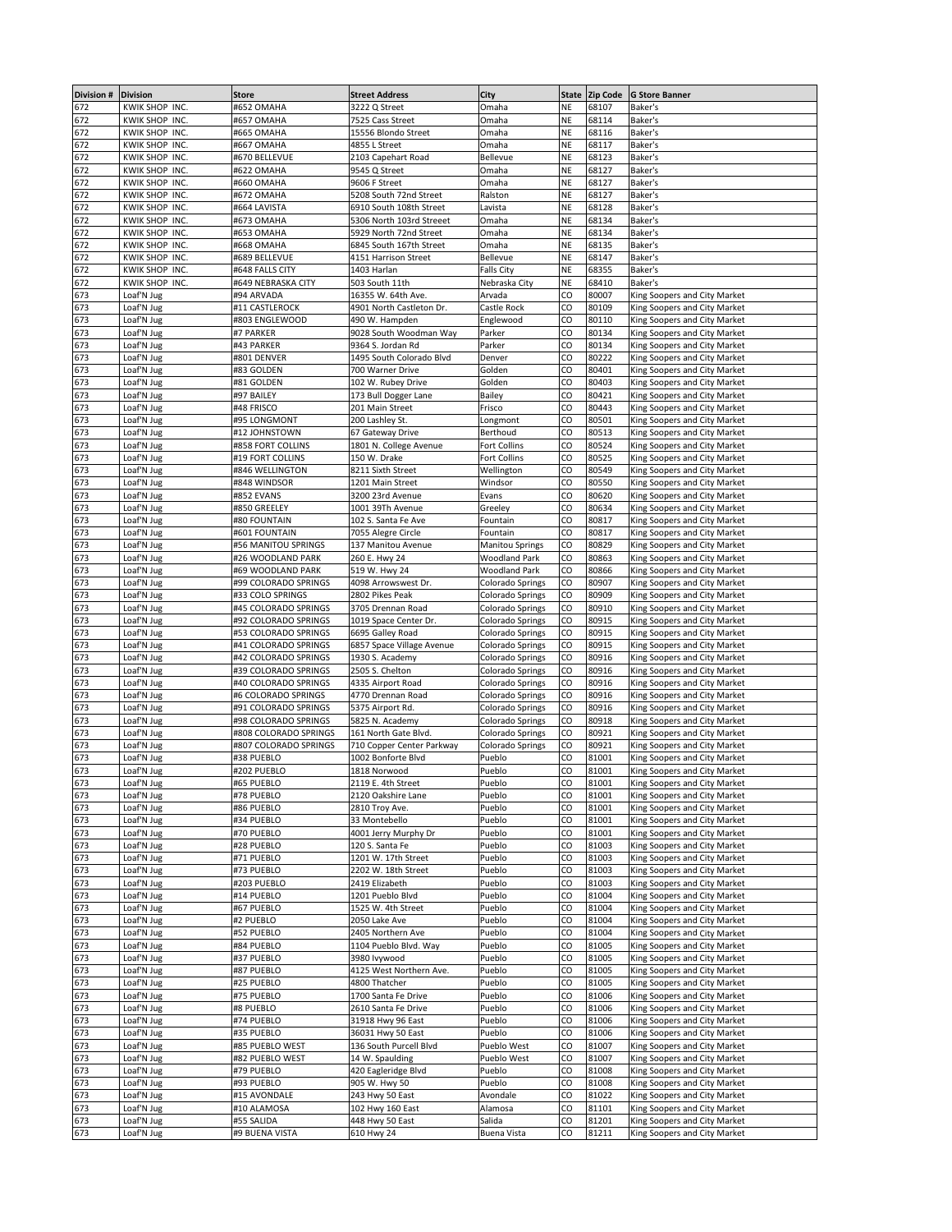| Division # | Division | Store | Street Address | City | State | Zip Code | G Store Banner |
|---|---|---|---|---|---|---|---|
| 672 | KWIK SHOP INC. | #652 OMAHA | 3222 Q Street | Omaha | NE | 68107 | Baker's |
| 672 | KWIK SHOP INC. | #657 OMAHA | 7525 Cass Street | Omaha | NE | 68114 | Baker's |
| 672 | KWIK SHOP INC. | #665 OMAHA | 15556 Blondo Street | Omaha | NE | 68116 | Baker's |
| 672 | KWIK SHOP INC. | #667 OMAHA | 4855 L Street | Omaha | NE | 68117 | Baker's |
| 672 | KWIK SHOP INC. | #670 BELLEVUE | 2103 Capehart Road | Bellevue | NE | 68123 | Baker's |
| 672 | KWIK SHOP INC. | #622 OMAHA | 9545 Q Street | Omaha | NE | 68127 | Baker's |
| 672 | KWIK SHOP INC. | #660 OMAHA | 9606 F Street | Omaha | NE | 68127 | Baker's |
| 672 | KWIK SHOP INC. | #672 OMAHA | 5208 South 72nd Street | Ralston | NE | 68127 | Baker's |
| 672 | KWIK SHOP INC. | #664 LAVISTA | 6910 South 108th Street | Lavista | NE | 68128 | Baker's |
| 672 | KWIK SHOP INC. | #673 OMAHA | 5306 North 103rd Streeet | Omaha | NE | 68134 | Baker's |
| 672 | KWIK SHOP INC. | #653 OMAHA | 5929 North 72nd Street | Omaha | NE | 68134 | Baker's |
| 672 | KWIK SHOP INC. | #668 OMAHA | 6845 South 167th Street | Omaha | NE | 68135 | Baker's |
| 672 | KWIK SHOP INC. | #689 BELLEVUE | 4151 Harrison Street | Bellevue | NE | 68147 | Baker's |
| 672 | KWIK SHOP INC. | #648 FALLS CITY | 1403 Harlan | Falls City | NE | 68355 | Baker's |
| 672 | KWIK SHOP INC. | #649 NEBRASKA CITY | 503 South 11th | Nebraska City | NE | 68410 | Baker's |
| 673 | Loaf'N Jug | #94 ARVADA | 16355 W. 64th Ave. | Arvada | CO | 80007 | King Soopers and City Market |
| 673 | Loaf'N Jug | #11 CASTLEROCK | 4901 North Castleton Dr. | Castle Rock | CO | 80109 | King Soopers and City Market |
| 673 | Loaf'N Jug | #803 ENGLEWOOD | 490 W. Hampden | Englewood | CO | 80110 | King Soopers and City Market |
| 673 | Loaf'N Jug | #7 PARKER | 9028 South Woodman Way | Parker | CO | 80134 | King Soopers and City Market |
| 673 | Loaf'N Jug | #43 PARKER | 9364 S. Jordan Rd | Parker | CO | 80134 | King Soopers and City Market |
| 673 | Loaf'N Jug | #801 DENVER | 1495 South Colorado Blvd | Denver | CO | 80222 | King Soopers and City Market |
| 673 | Loaf'N Jug | #83 GOLDEN | 700 Warner Drive | Golden | CO | 80401 | King Soopers and City Market |
| 673 | Loaf'N Jug | #81 GOLDEN | 102 W. Rubey Drive | Golden | CO | 80403 | King Soopers and City Market |
| 673 | Loaf'N Jug | #97 BAILEY | 173 Bull Dogger Lane | Bailey | CO | 80421 | King Soopers and City Market |
| 673 | Loaf'N Jug | #48 FRISCO | 201 Main Street | Frisco | CO | 80443 | King Soopers and City Market |
| 673 | Loaf'N Jug | #95 LONGMONT | 200 Lashley St. | Longmont | CO | 80501 | King Soopers and City Market |
| 673 | Loaf'N Jug | #12 JOHNSTOWN | 67 Gateway Drive | Berthoud | CO | 80513 | King Soopers and City Market |
| 673 | Loaf'N Jug | #858 FORT COLLINS | 1801 N. College Avenue | Fort Collins | CO | 80524 | King Soopers and City Market |
| 673 | Loaf'N Jug | #19 FORT COLLINS | 150 W. Drake | Fort Collins | CO | 80525 | King Soopers and City Market |
| 673 | Loaf'N Jug | #846 WELLINGTON | 8211 Sixth Street | Wellington | CO | 80549 | King Soopers and City Market |
| 673 | Loaf'N Jug | #848 WINDSOR | 1201 Main Street | Windsor | CO | 80550 | King Soopers and City Market |
| 673 | Loaf'N Jug | #852 EVANS | 3200 23rd Avenue | Evans | CO | 80620 | King Soopers and City Market |
| 673 | Loaf'N Jug | #850 GREELEY | 1001 39Th Avenue | Greeley | CO | 80634 | King Soopers and City Market |
| 673 | Loaf'N Jug | #80 FOUNTAIN | 102 S. Santa Fe Ave | Fountain | CO | 80817 | King Soopers and City Market |
| 673 | Loaf'N Jug | #601 FOUNTAIN | 7055 Alegre Circle | Fountain | CO | 80817 | King Soopers and City Market |
| 673 | Loaf'N Jug | #56 MANITOU SPRINGS | 137 Manitou Avenue | Manitou Springs | CO | 80829 | King Soopers and City Market |
| 673 | Loaf'N Jug | #26 WOODLAND PARK | 260 E. Hwy 24 | Woodland Park | CO | 80863 | King Soopers and City Market |
| 673 | Loaf'N Jug | #69 WOODLAND PARK | 519 W. Hwy 24 | Woodland Park | CO | 80866 | King Soopers and City Market |
| 673 | Loaf'N Jug | #99 COLORADO SPRINGS | 4098 Arrowswest Dr. | Colorado Springs | CO | 80907 | King Soopers and City Market |
| 673 | Loaf'N Jug | #33 COLO SPRINGS | 2802 Pikes Peak | Colorado Springs | CO | 80909 | King Soopers and City Market |
| 673 | Loaf'N Jug | #45 COLORADO SPRINGS | 3705 Drennan Road | Colorado Springs | CO | 80910 | King Soopers and City Market |
| 673 | Loaf'N Jug | #92 COLORADO SPRINGS | 1019 Space Center Dr. | Colorado Springs | CO | 80915 | King Soopers and City Market |
| 673 | Loaf'N Jug | #53 COLORADO SPRINGS | 6695 Galley Road | Colorado Springs | CO | 80915 | King Soopers and City Market |
| 673 | Loaf'N Jug | #41 COLORADO SPRINGS | 6857 Space Village Avenue | Colorado Springs | CO | 80915 | King Soopers and City Market |
| 673 | Loaf'N Jug | #42 COLORADO SPRINGS | 1930 S. Academy | Colorado Springs | CO | 80916 | King Soopers and City Market |
| 673 | Loaf'N Jug | #39 COLORADO SPRINGS | 2505 S. Chelton | Colorado Springs | CO | 80916 | King Soopers and City Market |
| 673 | Loaf'N Jug | #40 COLORADO SPRINGS | 4335 Airport Road | Colorado Springs | CO | 80916 | King Soopers and City Market |
| 673 | Loaf'N Jug | #6 COLORADO SPRINGS | 4770 Drennan Road | Colorado Springs | CO | 80916 | King Soopers and City Market |
| 673 | Loaf'N Jug | #91 COLORADO SPRINGS | 5375 Airport Rd. | Colorado Springs | CO | 80916 | King Soopers and City Market |
| 673 | Loaf'N Jug | #98 COLORADO SPRINGS | 5825 N. Academy | Colorado Springs | CO | 80918 | King Soopers and City Market |
| 673 | Loaf'N Jug | #808 COLORADO SPRINGS | 161 North Gate Blvd. | Colorado Springs | CO | 80921 | King Soopers and City Market |
| 673 | Loaf'N Jug | #807 COLORADO SPRINGS | 710 Copper Center Parkway | Colorado Springs | CO | 80921 | King Soopers and City Market |
| 673 | Loaf'N Jug | #38 PUEBLO | 1002 Bonforte Blvd | Pueblo | CO | 81001 | King Soopers and City Market |
| 673 | Loaf'N Jug | #202 PUEBLO | 1818 Norwood | Pueblo | CO | 81001 | King Soopers and City Market |
| 673 | Loaf'N Jug | #65 PUEBLO | 2119 E. 4th Street | Pueblo | CO | 81001 | King Soopers and City Market |
| 673 | Loaf'N Jug | #78 PUEBLO | 2120 Oakshire Lane | Pueblo | CO | 81001 | King Soopers and City Market |
| 673 | Loaf'N Jug | #86 PUEBLO | 2810 Troy Ave. | Pueblo | CO | 81001 | King Soopers and City Market |
| 673 | Loaf'N Jug | #34 PUEBLO | 33 Montebello | Pueblo | CO | 81001 | King Soopers and City Market |
| 673 | Loaf'N Jug | #70 PUEBLO | 4001 Jerry Murphy Dr | Pueblo | CO | 81001 | King Soopers and City Market |
| 673 | Loaf'N Jug | #28 PUEBLO | 120 S. Santa Fe | Pueblo | CO | 81003 | King Soopers and City Market |
| 673 | Loaf'N Jug | #71 PUEBLO | 1201 W. 17th Street | Pueblo | CO | 81003 | King Soopers and City Market |
| 673 | Loaf'N Jug | #73 PUEBLO | 2202 W. 18th Street | Pueblo | CO | 81003 | King Soopers and City Market |
| 673 | Loaf'N Jug | #203 PUEBLO | 2419 Elizabeth | Pueblo | CO | 81003 | King Soopers and City Market |
| 673 | Loaf'N Jug | #14 PUEBLO | 1201 Pueblo Blvd | Pueblo | CO | 81004 | King Soopers and City Market |
| 673 | Loaf'N Jug | #67 PUEBLO | 1525 W. 4th Street | Pueblo | CO | 81004 | King Soopers and City Market |
| 673 | Loaf'N Jug | #2 PUEBLO | 2050 Lake Ave | Pueblo | CO | 81004 | King Soopers and City Market |
| 673 | Loaf'N Jug | #52 PUEBLO | 2405 Northern Ave | Pueblo | CO | 81004 | King Soopers and City Market |
| 673 | Loaf'N Jug | #84 PUEBLO | 1104 Pueblo Blvd. Way | Pueblo | CO | 81005 | King Soopers and City Market |
| 673 | Loaf'N Jug | #37 PUEBLO | 3980 Ivywood | Pueblo | CO | 81005 | King Soopers and City Market |
| 673 | Loaf'N Jug | #87 PUEBLO | 4125 West Northern Ave. | Pueblo | CO | 81005 | King Soopers and City Market |
| 673 | Loaf'N Jug | #25 PUEBLO | 4800 Thatcher | Pueblo | CO | 81005 | King Soopers and City Market |
| 673 | Loaf'N Jug | #75 PUEBLO | 1700 Santa Fe Drive | Pueblo | CO | 81006 | King Soopers and City Market |
| 673 | Loaf'N Jug | #8 PUEBLO | 2610 Santa Fe Drive | Pueblo | CO | 81006 | King Soopers and City Market |
| 673 | Loaf'N Jug | #74 PUEBLO | 31918 Hwy 96 East | Pueblo | CO | 81006 | King Soopers and City Market |
| 673 | Loaf'N Jug | #35 PUEBLO | 36031 Hwy 50 East | Pueblo | CO | 81006 | King Soopers and City Market |
| 673 | Loaf'N Jug | #85 PUEBLO WEST | 136 South Purcell Blvd | Pueblo West | CO | 81007 | King Soopers and City Market |
| 673 | Loaf'N Jug | #82 PUEBLO WEST | 14 W. Spaulding | Pueblo West | CO | 81007 | King Soopers and City Market |
| 673 | Loaf'N Jug | #79 PUEBLO | 420 Eagleridge Blvd | Pueblo | CO | 81008 | King Soopers and City Market |
| 673 | Loaf'N Jug | #93 PUEBLO | 905 W. Hwy 50 | Pueblo | CO | 81008 | King Soopers and City Market |
| 673 | Loaf'N Jug | #15 AVONDALE | 243 Hwy 50 East | Avondale | CO | 81022 | King Soopers and City Market |
| 673 | Loaf'N Jug | #10 ALAMOSA | 102 Hwy 160 East | Alamosa | CO | 81101 | King Soopers and City Market |
| 673 | Loaf'N Jug | #55 SALIDA | 448 Hwy 50 East | Salida | CO | 81201 | King Soopers and City Market |
| 673 | Loaf'N Jug | #9 BUENA VISTA | 610 Hwy 24 | Buena Vista | CO | 81211 | King Soopers and City Market |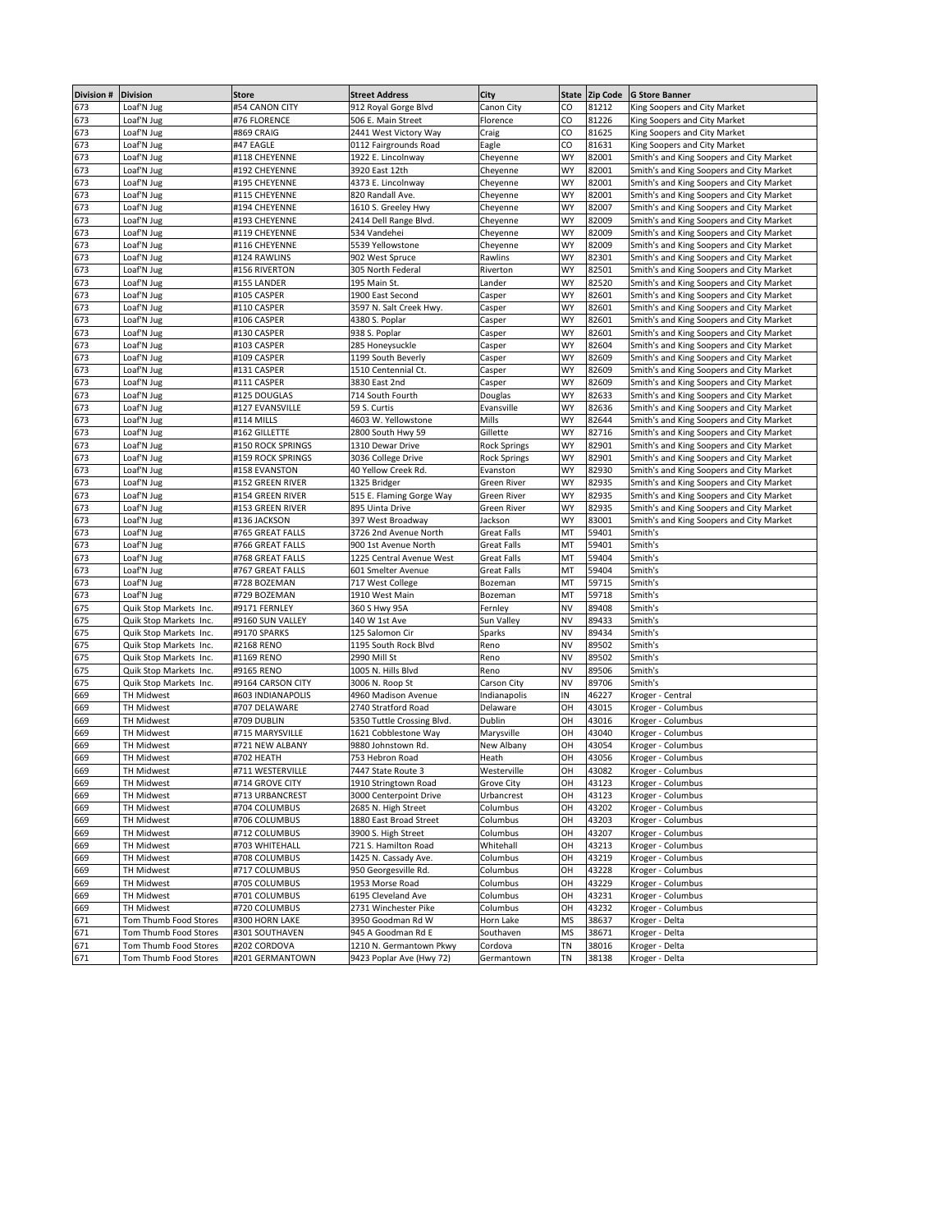| Division # | Division | Store | Street Address | City | State | Zip Code | G Store Banner |
|---|---|---|---|---|---|---|---|
| 673 | Loaf'N Jug | #54 CANON CITY | 912 Royal Gorge Blvd | Canon City | CO | 81212 | King Soopers and City Market |
| 673 | Loaf'N Jug | #76 FLORENCE | 506 E. Main Street | Florence | CO | 81226 | King Soopers and City Market |
| 673 | Loaf'N Jug | #869 CRAIG | 2441 West Victory Way | Craig | CO | 81625 | King Soopers and City Market |
| 673 | Loaf'N Jug | #47 EAGLE | 0112 Fairgrounds Road | Eagle | CO | 81631 | King Soopers and City Market |
| 673 | Loaf'N Jug | #118 CHEYENNE | 1922 E. Lincolnway | Cheyenne | WY | 82001 | Smith's and King Soopers and City Market |
| 673 | Loaf'N Jug | #192 CHEYENNE | 3920 East 12th | Cheyenne | WY | 82001 | Smith's and King Soopers and City Market |
| 673 | Loaf'N Jug | #195 CHEYENNE | 4373 E. Lincolnway | Cheyenne | WY | 82001 | Smith's and King Soopers and City Market |
| 673 | Loaf'N Jug | #115 CHEYENNE | 820 Randall Ave. | Cheyenne | WY | 82001 | Smith's and King Soopers and City Market |
| 673 | Loaf'N Jug | #194 CHEYENNE | 1610 S. Greeley Hwy | Cheyenne | WY | 82007 | Smith's and King Soopers and City Market |
| 673 | Loaf'N Jug | #193 CHEYENNE | 2414 Dell Range Blvd. | Cheyenne | WY | 82009 | Smith's and King Soopers and City Market |
| 673 | Loaf'N Jug | #119 CHEYENNE | 534 Vandehei | Cheyenne | WY | 82009 | Smith's and King Soopers and City Market |
| 673 | Loaf'N Jug | #116 CHEYENNE | 5539 Yellowstone | Cheyenne | WY | 82009 | Smith's and King Soopers and City Market |
| 673 | Loaf'N Jug | #124 RAWLINS | 902 West Spruce | Rawlins | WY | 82301 | Smith's and King Soopers and City Market |
| 673 | Loaf'N Jug | #156 RIVERTON | 305 North Federal | Riverton | WY | 82501 | Smith's and King Soopers and City Market |
| 673 | Loaf'N Jug | #155 LANDER | 195 Main St. | Lander | WY | 82520 | Smith's and King Soopers and City Market |
| 673 | Loaf'N Jug | #105 CASPER | 1900 East Second | Casper | WY | 82601 | Smith's and King Soopers and City Market |
| 673 | Loaf'N Jug | #110 CASPER | 3597 N. Salt Creek Hwy. | Casper | WY | 82601 | Smith's and King Soopers and City Market |
| 673 | Loaf'N Jug | #106 CASPER | 4380 S. Poplar | Casper | WY | 82601 | Smith's and King Soopers and City Market |
| 673 | Loaf'N Jug | #130 CASPER | 938 S. Poplar | Casper | WY | 82601 | Smith's and King Soopers and City Market |
| 673 | Loaf'N Jug | #103 CASPER | 285 Honeysuckle | Casper | WY | 82604 | Smith's and King Soopers and City Market |
| 673 | Loaf'N Jug | #109 CASPER | 1199 South Beverly | Casper | WY | 82609 | Smith's and King Soopers and City Market |
| 673 | Loaf'N Jug | #131 CASPER | 1510 Centennial Ct. | Casper | WY | 82609 | Smith's and King Soopers and City Market |
| 673 | Loaf'N Jug | #111 CASPER | 3830 East 2nd | Casper | WY | 82609 | Smith's and King Soopers and City Market |
| 673 | Loaf'N Jug | #125 DOUGLAS | 714 South Fourth | Douglas | WY | 82633 | Smith's and King Soopers and City Market |
| 673 | Loaf'N Jug | #127 EVANSVILLE | 59 S. Curtis | Evansville | WY | 82636 | Smith's and King Soopers and City Market |
| 673 | Loaf'N Jug | #114 MILLS | 4603 W. Yellowstone | Mills | WY | 82644 | Smith's and King Soopers and City Market |
| 673 | Loaf'N Jug | #162 GILLETTE | 2800 South Hwy 59 | Gillette | WY | 82716 | Smith's and King Soopers and City Market |
| 673 | Loaf'N Jug | #150 ROCK SPRINGS | 1310 Dewar Drive | Rock Springs | WY | 82901 | Smith's and King Soopers and City Market |
| 673 | Loaf'N Jug | #159 ROCK SPRINGS | 3036 College Drive | Rock Springs | WY | 82901 | Smith's and King Soopers and City Market |
| 673 | Loaf'N Jug | #158 EVANSTON | 40 Yellow Creek Rd. | Evanston | WY | 82930 | Smith's and King Soopers and City Market |
| 673 | Loaf'N Jug | #152 GREEN RIVER | 1325 Bridger | Green River | WY | 82935 | Smith's and King Soopers and City Market |
| 673 | Loaf'N Jug | #154 GREEN RIVER | 515 E. Flaming Gorge Way | Green River | WY | 82935 | Smith's and King Soopers and City Market |
| 673 | Loaf'N Jug | #153 GREEN RIVER | 895 Uinta Drive | Green River | WY | 82935 | Smith's and King Soopers and City Market |
| 673 | Loaf'N Jug | #136 JACKSON | 397 West Broadway | Jackson | WY | 83001 | Smith's and King Soopers and City Market |
| 673 | Loaf'N Jug | #765 GREAT FALLS | 3726 2nd Avenue North | Great Falls | MT | 59401 | Smith's |
| 673 | Loaf'N Jug | #766 GREAT FALLS | 900 1st Avenue North | Great Falls | MT | 59401 | Smith's |
| 673 | Loaf'N Jug | #768 GREAT FALLS | 1225 Central Avenue West | Great Falls | MT | 59404 | Smith's |
| 673 | Loaf'N Jug | #767 GREAT FALLS | 601 Smelter Avenue | Great Falls | MT | 59404 | Smith's |
| 673 | Loaf'N Jug | #728 BOZEMAN | 717 West College | Bozeman | MT | 59715 | Smith's |
| 673 | Loaf'N Jug | #729 BOZEMAN | 1910 West Main | Bozeman | MT | 59718 | Smith's |
| 675 | Quik Stop Markets Inc. | #9171 FERNLEY | 360 S Hwy 95A | Fernley | NV | 89408 | Smith's |
| 675 | Quik Stop Markets Inc. | #9160 SUN VALLEY | 140 W 1st Ave | Sun Valley | NV | 89433 | Smith's |
| 675 | Quik Stop Markets Inc. | #9170 SPARKS | 125 Salomon Cir | Sparks | NV | 89434 | Smith's |
| 675 | Quik Stop Markets Inc. | #2168 RENO | 1195 South Rock Blvd | Reno | NV | 89502 | Smith's |
| 675 | Quik Stop Markets Inc. | #1169 RENO | 2990 Mill St | Reno | NV | 89502 | Smith's |
| 675 | Quik Stop Markets Inc. | #9165 RENO | 1005 N. Hills Blvd | Reno | NV | 89506 | Smith's |
| 675 | Quik Stop Markets Inc. | #9164 CARSON CITY | 3006 N. Roop St | Carson City | NV | 89706 | Smith's |
| 669 | TH Midwest | #603 INDIANAPOLIS | 4960 Madison Avenue | Indianapolis | IN | 46227 | Kroger - Central |
| 669 | TH Midwest | #707 DELAWARE | 2740 Stratford Road | Delaware | OH | 43015 | Kroger - Columbus |
| 669 | TH Midwest | #709 DUBLIN | 5350 Tuttle Crossing Blvd. | Dublin | OH | 43016 | Kroger - Columbus |
| 669 | TH Midwest | #715 MARYSVILLE | 1621 Cobblestone Way | Marysville | OH | 43040 | Kroger - Columbus |
| 669 | TH Midwest | #721 NEW ALBANY | 9880 Johnstown Rd. | New Albany | OH | 43054 | Kroger - Columbus |
| 669 | TH Midwest | #702 HEATH | 753 Hebron Road | Heath | OH | 43056 | Kroger - Columbus |
| 669 | TH Midwest | #711 WESTERVILLE | 7447 State Route 3 | Westerville | OH | 43082 | Kroger - Columbus |
| 669 | TH Midwest | #714 GROVE CITY | 1910 Stringtown Road | Grove City | OH | 43123 | Kroger - Columbus |
| 669 | TH Midwest | #713 URBANCREST | 3000 Centerpoint Drive | Urbancrest | OH | 43123 | Kroger - Columbus |
| 669 | TH Midwest | #704 COLUMBUS | 2685 N. High Street | Columbus | OH | 43202 | Kroger - Columbus |
| 669 | TH Midwest | #706 COLUMBUS | 1880 East Broad Street | Columbus | OH | 43203 | Kroger - Columbus |
| 669 | TH Midwest | #712 COLUMBUS | 3900 S. High Street | Columbus | OH | 43207 | Kroger - Columbus |
| 669 | TH Midwest | #703 WHITEHALL | 721 S. Hamilton Road | Whitehall | OH | 43213 | Kroger - Columbus |
| 669 | TH Midwest | #708 COLUMBUS | 1425 N. Cassady Ave. | Columbus | OH | 43219 | Kroger - Columbus |
| 669 | TH Midwest | #717 COLUMBUS | 950 Georgesville Rd. | Columbus | OH | 43228 | Kroger - Columbus |
| 669 | TH Midwest | #705 COLUMBUS | 1953 Morse Road | Columbus | OH | 43229 | Kroger - Columbus |
| 669 | TH Midwest | #701 COLUMBUS | 6195 Cleveland Ave | Columbus | OH | 43231 | Kroger - Columbus |
| 669 | TH Midwest | #720 COLUMBUS | 2731 Winchester Pike | Columbus | OH | 43232 | Kroger - Columbus |
| 671 | Tom Thumb Food Stores | #300 HORN LAKE | 3950 Goodman Rd W | Horn Lake | MS | 38637 | Kroger - Delta |
| 671 | Tom Thumb Food Stores | #301 SOUTHAVEN | 945 A Goodman Rd E | Southaven | MS | 38671 | Kroger - Delta |
| 671 | Tom Thumb Food Stores | #202 CORDOVA | 1210 N. Germantown Pkwy | Cordova | TN | 38016 | Kroger - Delta |
| 671 | Tom Thumb Food Stores | #201 GERMANTOWN | 9423 Poplar Ave (Hwy 72) | Germantown | TN | 38138 | Kroger - Delta |